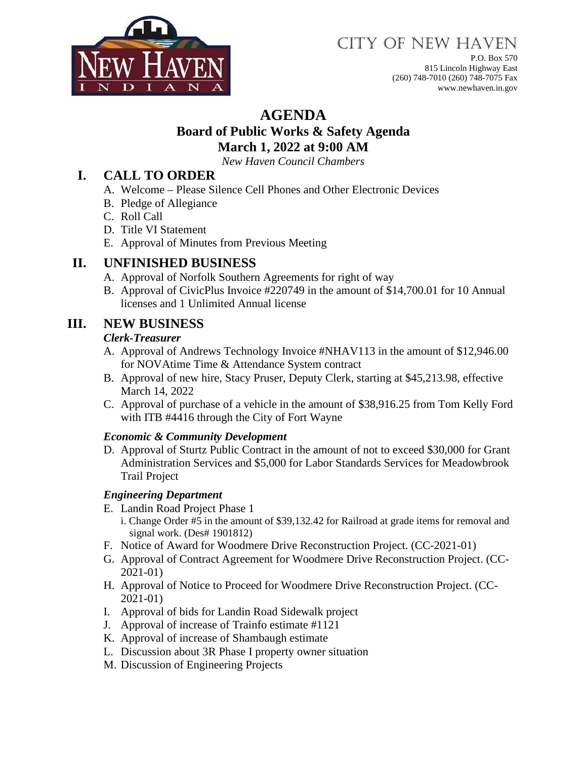# CITY OF NEW HAVEN

P.O. Box 570
815 Lincoln Highway East
(260) 748-7010 (260) 748-7075 Fax
www.newhaven.in.gov

# AGENDA

## Board of Public Works & Safety Agenda

## March 1, 2022 at 9:00 AM

*New Haven Council Chambers*

## I. CALL TO ORDER

A. Welcome – Please Silence Cell Phones and Other Electronic Devices
B. Pledge of Allegiance
C. Roll Call
D. Title VI Statement
E. Approval of Minutes from Previous Meeting

## II. UNFINISHED BUSINESS

A. Approval of Norfolk Southern Agreements for right of way
B. Approval of CivicPlus Invoice #220749 in the amount of $14,700.01 for 10 Annual licenses and 1 Unlimited Annual license

## III. NEW BUSINESS

### *Clerk-Treasurer*

A. Approval of Andrews Technology Invoice #NHAV113 in the amount of $12,946.00 for NOVAtime Time & Attendance System contract
B. Approval of new hire, Stacy Pruser, Deputy Clerk, starting at $45,213.98, effective March 14, 2022
C. Approval of purchase of a vehicle in the amount of $38,916.25 from Tom Kelly Ford with ITB #4416 through the City of Fort Wayne

### *Economic & Community Development*

D. Approval of Sturtz Public Contract in the amount of not to exceed $30,000 for Grant Administration Services and $5,000 for Labor Standards Services for Meadowbrook Trail Project

### *Engineering Department*

E. Landin Road Project Phase 1
   i. Change Order #5 in the amount of $39,132.42 for Railroad at grade items for removal and signal work. (Des# 1901812)
F. Notice of Award for Woodmere Drive Reconstruction Project. (CC-2021-01)
G. Approval of Contract Agreement for Woodmere Drive Reconstruction Project. (CC-2021-01)
H. Approval of Notice to Proceed for Woodmere Drive Reconstruction Project. (CC-2021-01)
I. Approval of bids for Landin Road Sidewalk project
J. Approval of increase of Trainfo estimate #1121
K. Approval of increase of Shambaugh estimate
L. Discussion about 3R Phase I property owner situation
M. Discussion of Engineering Projects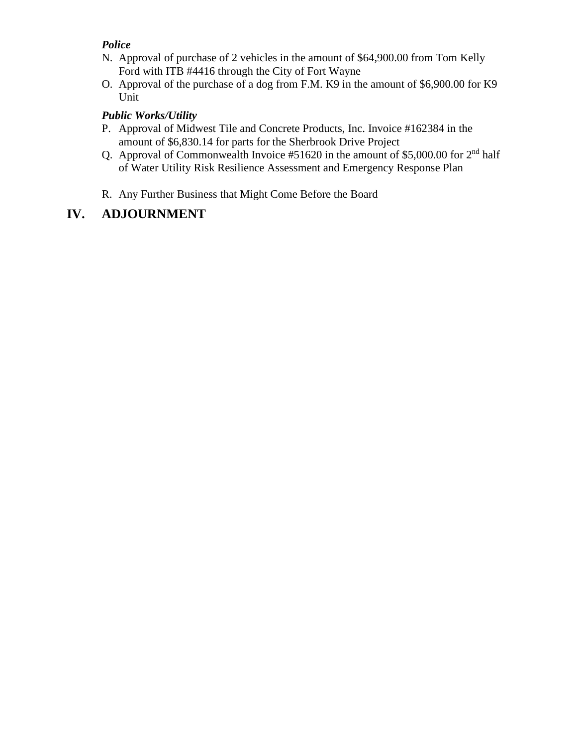***Police***

N. Approval of purchase of 2 vehicles in the amount of $64,900.00 from Tom Kelly Ford with ITB #4416 through the City of Fort Wayne
O. Approval of the purchase of a dog from F.M. K9 in the amount of $6,900.00 for K9 Unit

***Public Works/Utility***

P. Approval of Midwest Tile and Concrete Products, Inc. Invoice #162384 in the amount of $6,830.14 for parts for the Sherbrook Drive Project
Q. Approval of Commonwealth Invoice #51620 in the amount of $5,000.00 for 2nd half of Water Utility Risk Resilience Assessment and Emergency Response Plan

R. Any Further Business that Might Come Before the Board

## IV. ADJOURNMENT